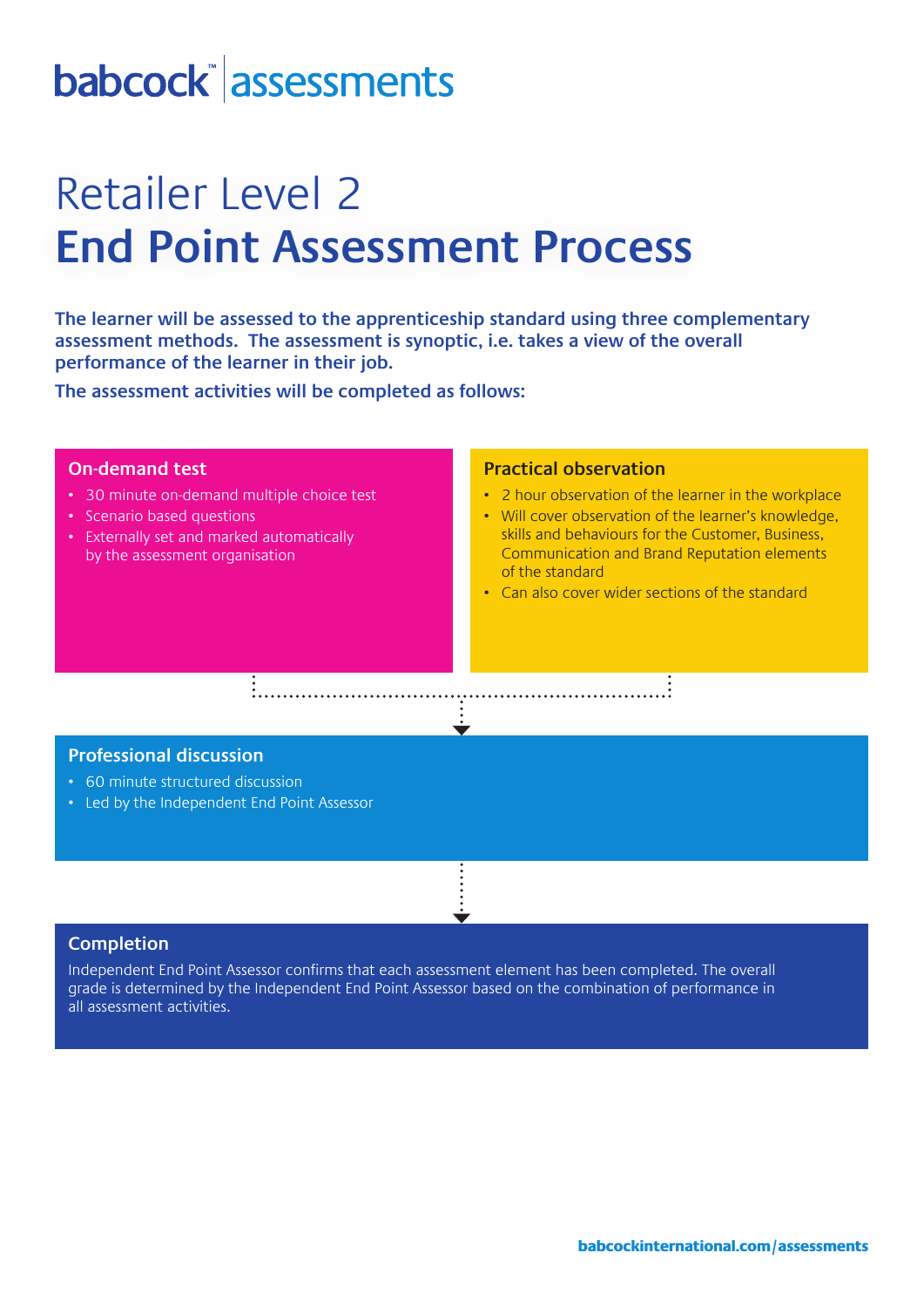babcock™ assessments

# Retailer Level 2
# **End Point Assessment Process**

**The learner will be assessed to the apprenticeship standard using three complementary assessment methods. The assessment is synoptic, i.e. takes a view of the overall performance of the learner in their job.**

**The assessment activities will be completed as follows:**

## On-demand test

- 30 minute on-demand multiple choice test
- Scenario based questions
- Externally set and marked automatically by the assessment organisation

## Practical observation

- 2 hour observation of the learner in the workplace
- Will cover observation of the learner's knowledge, skills and behaviours for the Customer, Business, Communication and Brand Reputation elements of the standard
- Can also cover wider sections of the standard

## Professional discussion

- 60 minute structured discussion
- Led by the Independent End Point Assessor

## Completion

Independent End Point Assessor confirms that each assessment element has been completed. The overall grade is determined by the Independent End Point Assessor based on the combination of performance in all assessment activities.

babcockinternational.com/assessments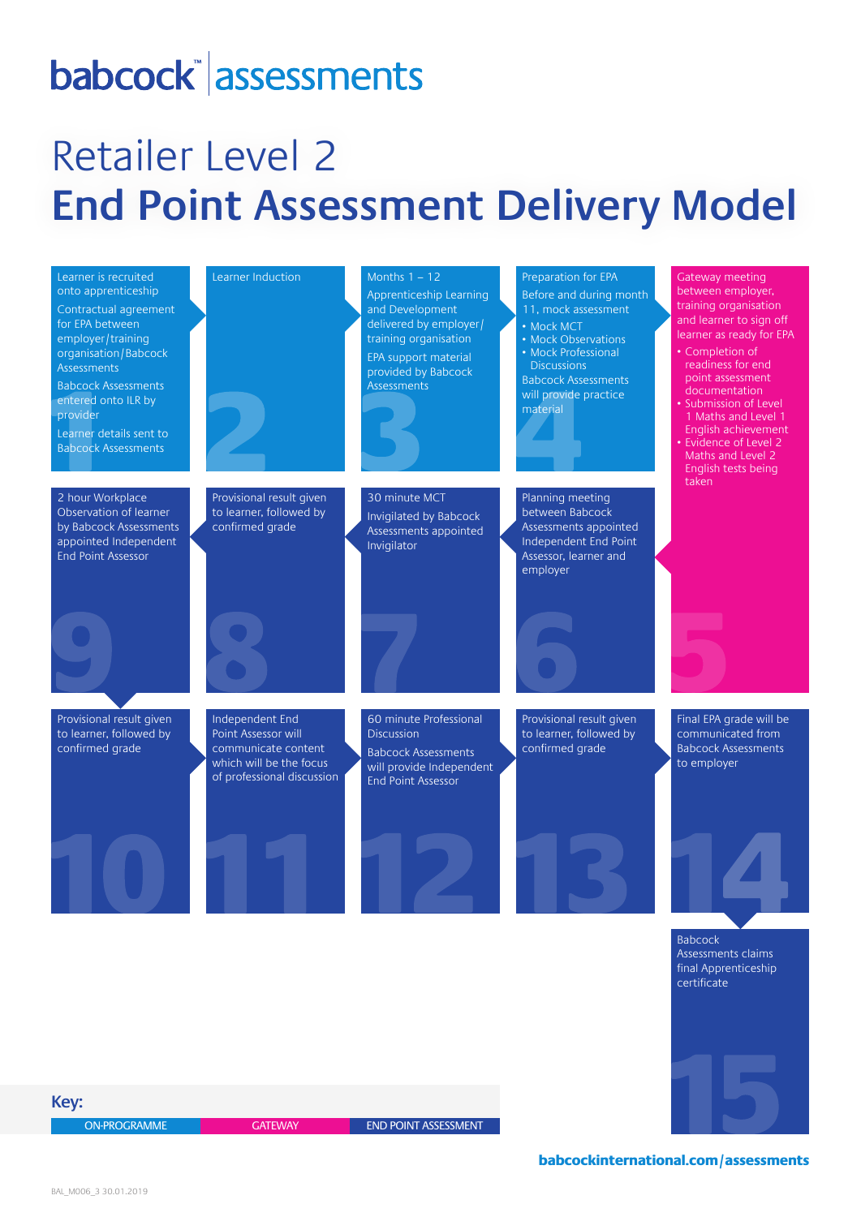babcock™ | assessments

# Retailer Level 2
# **End Point Assessment Delivery Model**

**1**

Learner is recruited onto apprenticeship

Contractual agreement for EPA between employer/training organisation/Babcock Assessments

Babcock Assessments entered onto ILR by provider

Learner details sent to Babcock Assessments

**2**

Learner Induction

**3**

Months 1 – 12

Apprenticeship Learning and Development delivered by employer/training organisation

EPA support material provided by Babcock Assessments

**4**

Preparation for EPA

Before and during month 11, mock assessment

- Mock MCT
- Mock Observations
- Mock Professional Discussions

Babcock Assessments will provide practice material

**5**

Gateway meeting between employer, training organisation and learner to sign off learner as ready for EPA

- Completion of readiness for end point assessment documentation
- Submission of Level 1 Maths and Level 1 English achievement
- Evidence of Level 2 Maths and Level 2 English tests being taken

**6**

Planning meeting between Babcock Assessments appointed Independent End Point Assessor, learner and employer

**7**

30 minute MCT

Invigilated by Babcock Assessments appointed Invigilator

**8**

Provisional result given to learner, followed by confirmed grade

**9**

2 hour Workplace Observation of learner by Babcock Assessments appointed Independent End Point Assessor

**10**

Provisional result given to learner, followed by confirmed grade

**11**

Independent End Point Assessor will communicate content which will be the focus of professional discussion

**12**

60 minute Professional Discussion

Babcock Assessments will provide Independent End Point Assessor

**13**

Provisional result given to learner, followed by confirmed grade

**14**

Final EPA grade will be communicated from Babcock Assessments to employer

**15**

Babcock Assessments claims final Apprenticeship certificate

**Key:**

ON-PROGRAMME | GATEWAY | END POINT ASSESSMENT

**babcockinternational.com/assessments**

BAL_M006_3 30.01.2019